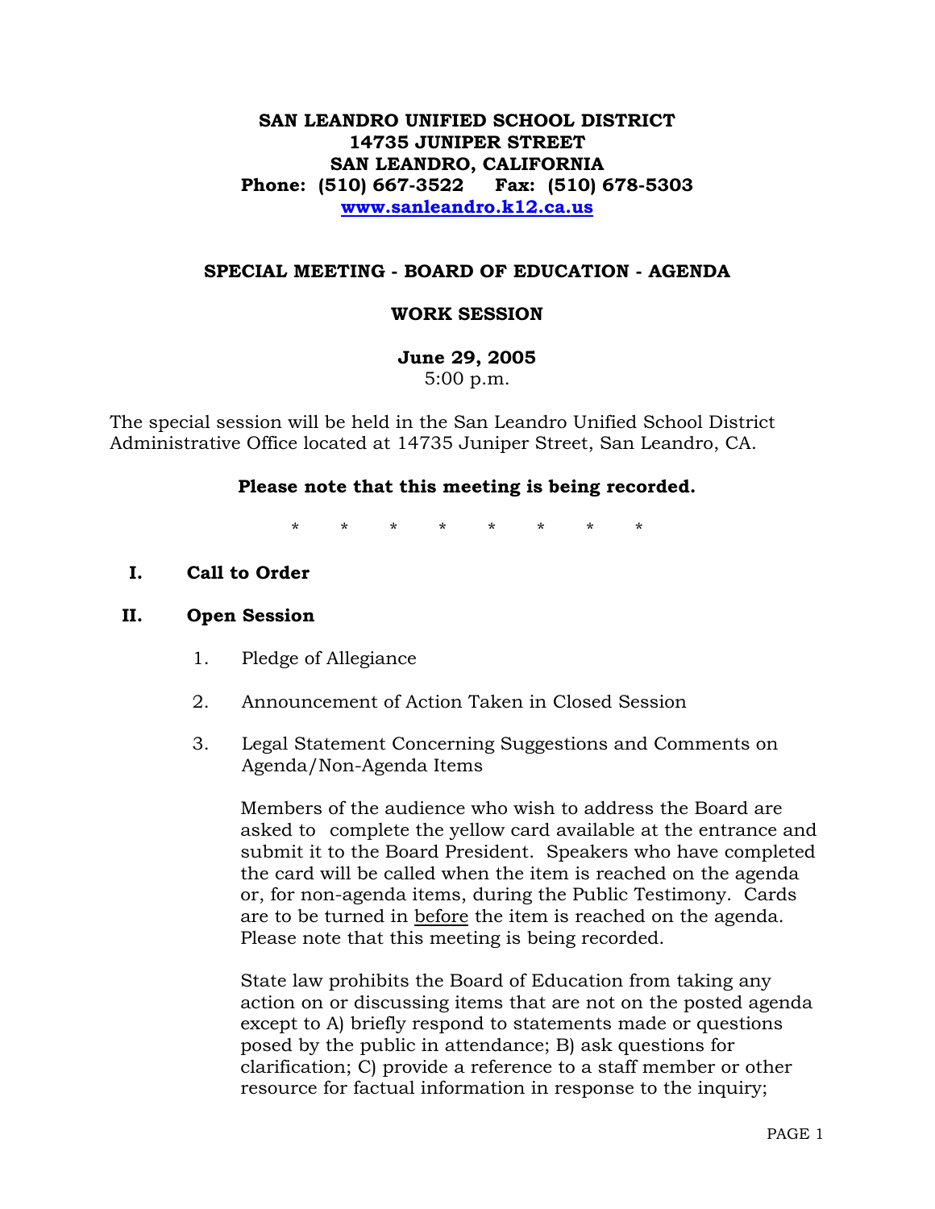**SAN LEANDRO UNIFIED SCHOOL DISTRICT**
**14735 JUNIPER STREET**
**SAN LEANDRO, CALIFORNIA**
**Phone: (510) 667-3522 Fax: (510) 678-5303**
**www.sanleandro.k12.ca.us**

## SPECIAL MEETING - BOARD OF EDUCATION - AGENDA

## WORK SESSION

**June 29, 2005**
5:00 p.m.

The special session will be held in the San Leandro Unified School District Administrative Office located at 14735 Juniper Street, San Leandro, CA.

**Please note that this meeting is being recorded.**

\* \* \* \* \* \* \* \*

**I. Call to Order**

**II. Open Session**

1. Pledge of Allegiance

2. Announcement of Action Taken in Closed Session

3. Legal Statement Concerning Suggestions and Comments on Agenda/Non-Agenda Items

   Members of the audience who wish to address the Board are asked to complete the yellow card available at the entrance and submit it to the Board President. Speakers who have completed the card will be called when the item is reached on the agenda or, for non-agenda items, during the Public Testimony. Cards are to be turned in <u>before</u> the item is reached on the agenda. Please note that this meeting is being recorded.

   State law prohibits the Board of Education from taking any action on or discussing items that are not on the posted agenda except to A) briefly respond to statements made or questions posed by the public in attendance; B) ask questions for clarification; C) provide a reference to a staff member or other resource for factual information in response to the inquiry;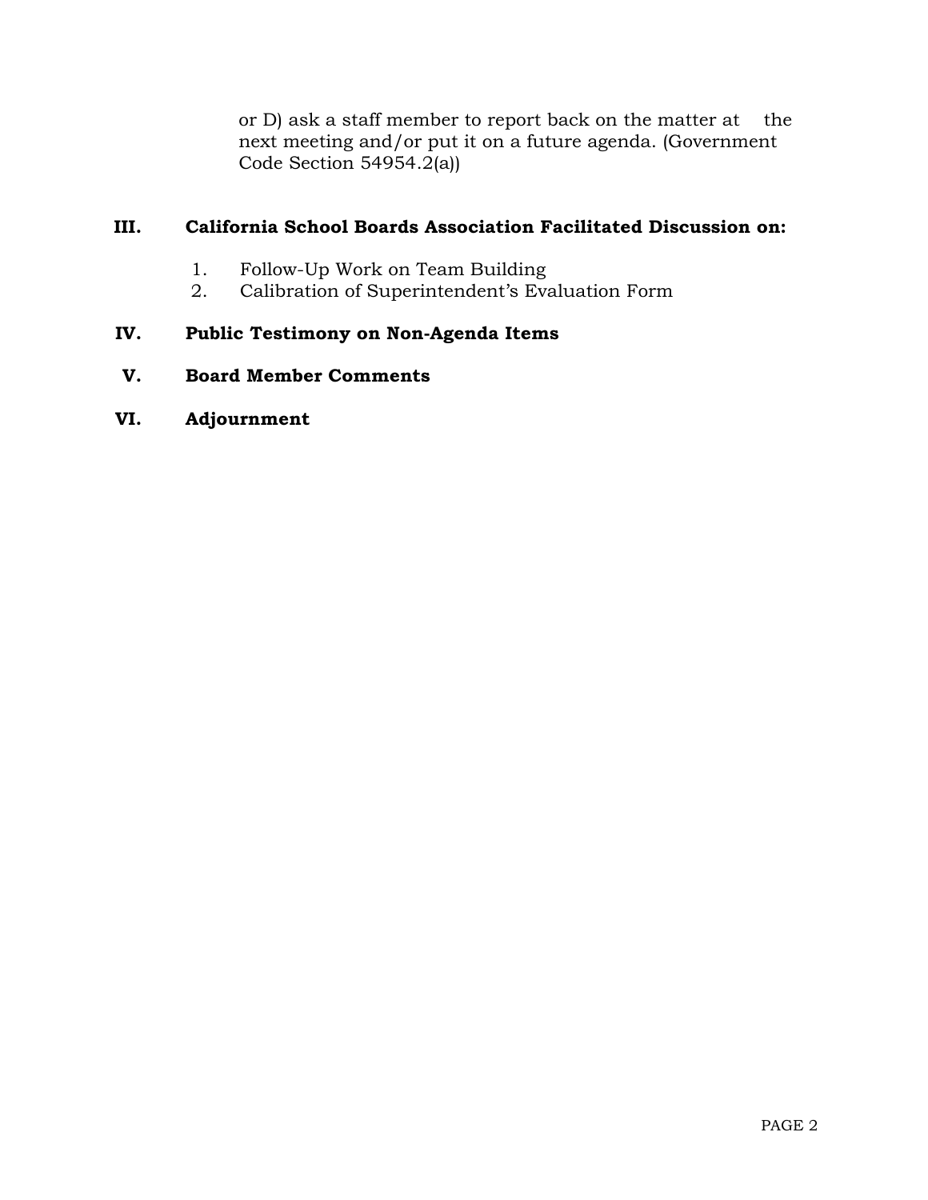or D) ask a staff member to report back on the matter at the next meeting and/or put it on a future agenda. (Government Code Section 54954.2(a))

## III. California School Boards Association Facilitated Discussion on:

1. Follow-Up Work on Team Building
2. Calibration of Superintendent's Evaluation Form

## IV. Public Testimony on Non-Agenda Items

## V. Board Member Comments

## VI. Adjournment